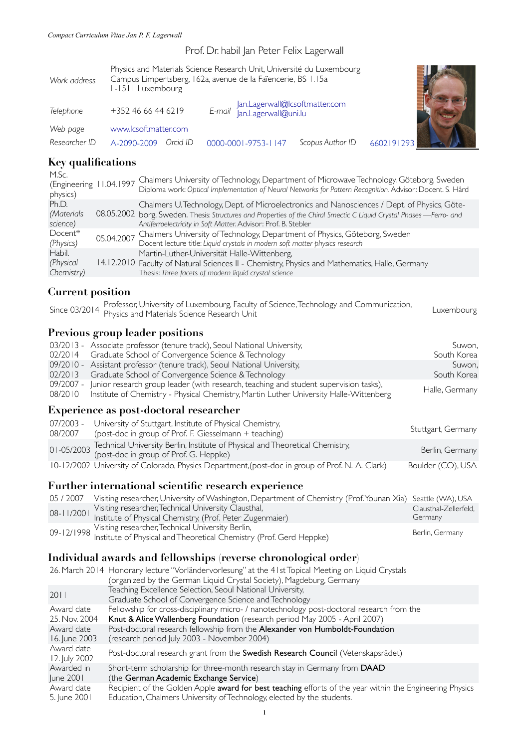Prof. Dr. habil Jan Peter Felix Lagerwall

| | | | |
|---|---|---|---|
| *Work address* | Physics and Materials Science Research Unit, Université du Luxembourg<br>Campus Limpertsberg, 162a, avenue de la Faïencerie, BS 1.15a<br>L-1511 Luxembourg | | |
| *Telephone* | +352 46 66 44 6219 | *E-mail* | Jan.Lagerwall@lcsoftmatter.com<br>Jan.Lagerwall@uni.lu |
| *Web page* | www.lcsoftmatter.com | | |
| *Researcher ID* | A-2090-2009 *Orcid ID* 0000-0001-9753-1147 | *Scopus Author ID* | 6602191293 |

## Key qualifications

| | | |
|---|---|---|
| M.Sc. (Engineering physics) | 11.04.1997 | Chalmers University of Technology, Department of Microwave Technology, Göteborg, Sweden<br>Diploma work: *Optical Implementation of Neural Networks for Pattern Recognition.* Advisor: Docent. S. Hård |
| Ph.D. *(Materials science)* | 08.05.2002 | Chalmers U. Technology, Dept. of Microelectronics and Nanosciences / Dept. of Physics, Göteborg, Sweden. Thesis: *Structures and Properties of the Chiral Smectic C Liquid Crystal Phases —Ferro- and Antiferroelectricity in Soft Matter.* Advisor: Prof. B. Stebler |
| Docent* *(Physics)* | 05.04.2007 | Chalmers University of Technology, Department of Physics, Göteborg, Sweden<br>Docent lecture title: *Liquid crystals in modern soft matter physics research* |
| Habil. *(Physical Chemistry)* | 14.12.2010 | Martin-Luther-Universität Halle-Wittenberg,<br>Faculty of Natural Sciences II - Chemistry, Physics and Mathematics, Halle, Germany<br>Thesis: *Three facets of modern liquid crystal science* |

## Current position

| | | |
|---|---|---|
| Since 03/2014 | Professor, University of Luxembourg, Faculty of Science, Technology and Communication, Physics and Materials Science Research Unit | Luxembourg |

## Previous group leader positions

| | | |
|---|---|---|
| 03/2013 - 02/2014 | Associate professor (tenure track), Seoul National University, Graduate School of Convergence Science & Technology | Suwon, South Korea |
| 09/2010 - 02/2013 | Assistant professor (tenure track), Seoul National University, Graduate School of Convergence Science & Technology | Suwon, South Korea |
| 09/2007 - 08/2010 | Junior research group leader (with research, teaching and student supervision tasks), Institute of Chemistry - Physical Chemistry, Martin Luther University Halle-Wittenberg | Halle, Germany |

## Experience as post-doctoral researcher

| | | |
|---|---|---|
| 07/2003 - 08/2007 | University of Stuttgart, Institute of Physical Chemistry, (post-doc in group of Prof. F. Giesselmann + teaching) | Stuttgart, Germany |
| 01-05/2003 | Technical University Berlin, Institute of Physical and Theoretical Chemistry, (post-doc in group of Prof. G. Heppke) | Berlin, Germany |
| 10-12/2002 | University of Colorado, Physics Department,(post-doc in group of Prof. N. A. Clark) | Boulder (CO), USA |

## Further international scientific research experience

| | | |
|---|---|---|
| 05 / 2007 | Visiting researcher, University of Washington, Department of Chemistry (Prof. Younan Xia) | Seattle (WA), USA |
| 08-11/2001 | Visiting researcher, Technical University Clausthal, Institute of Physical Chemistry, (Prof. Peter Zugenmaier) | Clausthal-Zellerfeld, Germany |
| 09-12/1998 | Visiting researcher, Technical University Berlin, Institute of Physical and Theoretical Chemistry (Prof. Gerd Heppke) | Berlin, Germany |

## Individual awards and fellowships (reverse chronological order)

| | |
|---|---|
| 26. March 2014 | Honorary lecture "Vorländervorlesung" at the 41st Topical Meeting on Liquid Crystals (organized by the German Liquid Crystal Society), Magdeburg, Germany |
| 2011 | Teaching Excellence Selection, Seoul National University, Graduate School of Convergence Science and Technology |
| Award date 25. Nov. 2004 | Fellowship for cross-disciplinary micro- / nanotechnology post-doctoral research from the **Knut & Alice Wallenberg Foundation** (research period May 2005 - April 2007) |
| Award date 16. June 2003 | Post-doctoral research fellowship from the **Alexander von Humboldt-Foundation** (research period July 2003 - November 2004) |
| Award date 12. July 2002 | Post-doctoral research grant from the **Swedish Research Council** (Vetenskapsrådet) |
| Awarded in June 2001 | Short-term scholarship for three-month research stay in Germany from **DAAD** (the **German Academic Exchange Service**) |
| Award date 5. June 2001 | Recipient of the Golden Apple **award for best teaching** efforts of the year within the Engineering Physics Education, Chalmers University of Technology, elected by the students. |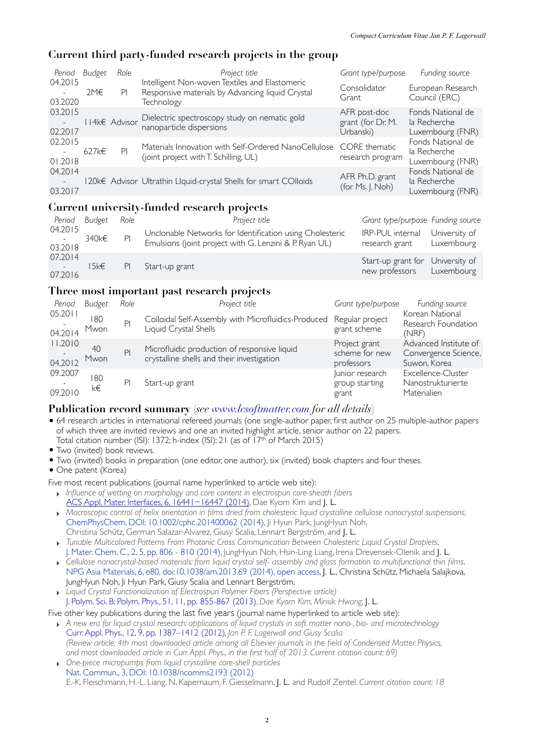## Current third party-funded research projects in the group

| Period | Budget | Role | Project title | Grant type/purpose | Funding source |
|---|---|---|---|---|---|
| 04.2015 - 03.2020 | 2M€ | PI | Intelligent Non-woven Textiles and Elastomeric Responsive materials by Advancing liquid Crystal Technology | Consolidator Grant | European Research Council (ERC) |
| 03.2015 - 02.2017 | 114k€ | Advisor | Dielectric spectroscopy study on nematic gold nanoparticle dispersions | AFR post-doc grant (for Dr. M. Urbanski) | Fonds National de la Recherche Luxembourg (FNR) |
| 02.2015 - 01.2018 | 627k€ | PI | Materials Innovation with Self-Ordered NanoCellulose (joint project with T. Schilling, UL) | CORE thematic research program | Fonds National de la Recherche Luxembourg (FNR) |
| 04.2014 - 03.2017 | 120k€ | Advisor | Ultrathin LIquid-crystal Shells for smart COlloids | AFR Ph.D. grant (for Ms. J. Noh) | Fonds National de la Recherche Luxembourg (FNR) |

## Current university-funded research projects

| Period | Budget | Role | Project title | Grant type/purpose | Funding source |
|---|---|---|---|---|---|
| 04.2015 - 03.2018 | 340k€ | PI | Unclonable Networks for Identification using Cholesteric Emulsions (joint project with G. Lenzini & P. Ryan UL) | IRP-PUL internal research grant | University of Luxembourg |
| 07.2014 - 07.2016 | 15k€ | PI | Start-up grant | Start-up grant for new professors | University of Luxembourg |

## Three most important past research projects

| Period | Budget | Role | Project title | Grant type/purpose | Funding source |
|---|---|---|---|---|---|
| 05.2011 - 04.2014 | 180 Mwon | PI | Colloidal Self-Assembly with Microfluidics-Produced Liquid Crystal Shells | Regular project grant scheme | Korean National Research Foundation (NRF) |
| 11.2010 - 04.2012 | 40 Mwon | PI | Microfluidic production of responsive liquid crystalline shells and their investigation | Project grant scheme for new professors | Advanced Institute of Convergence Science, Suwon, Korea |
| 09.2007 - 09.2010 | 180 k€ | PI | Start-up grant | Junior research group starting grant | Excellence-Cluster Nanostrukturierte Materialien |

## Publication record summary *(see www.lcsoftmatter.com for all details)*

- 64 research articles in international refereed journals (one single-author paper, first author on 25 multiple-author papers of which three are invited reviews and one an invited highlight article, senior author on 22 papers. Total citation number (ISI): 1372; h-index (ISI): 21 (as of 17th of March 2015)
- Two (invited) book reviews.
- Two (invited) books in preparation (one editor, one author), six (invited) book chapters and four theses.
- One patent (Korea)

Five most recent publications (journal name hyperlinked to article web site):

- *Influence of wetting on morphology and core content in electrospun core-sheath fibers*
  ACS Appl. Mater. Interfaces, 6, 16441 – 16447 (2014), Dae Kyom Kim and **J. L.**
- *Macroscopic control of helix orientation in films dried from cholesteric liquid crystalline cellulose nanocrystal suspensions*, ChemPhysChem, DOI: 10.1002/cphc.201400062 (2014), Ji Hyun Park, JungHyun Noh, Christina Schütz, German Salazar-Alvarez, Giusy Scalia, Lennart Bergström, and **J. L.**
- *Tunable Multicolored Patterns From Photonic Cross Communication Between Cholesteric Liquid Crystal Droplets*, J. Mater. Chem. C., 2, 5, pp. 806 - 810 (2014), JungHyun Noh, Hsin-Ling Liang, Irena Drevensek-Olenik and **J. L.**
- *Cellulose nanocrystal-based materials: from liquid crystal self- assembly and glass formation to multifunctional thin films*, NPG Asia Materials, 6, e80, doi:10.1038/am.2013.69 (2014), open access, **J. L.**, Christina Schütz, Michaela Salajkova, JungHyun Noh, Ji Hyun Park, Giusy Scalia and Lennart Bergström.
- *Liquid Crystal Functionalization of Electrospun Polymer Fibers (Perspective article)*
  J. Polym. Sci. B: Polym. Phys., 51, 11, pp. 855-867 (2013), *Dae Kyom Kim, Minsik Hwang,* **J. L.**

Five other key publications during the last five years (journal name hyperlinked to article web site):

- *A new era for liquid crystal research: applications of liquid crystals in soft matter nano-, bio- and microtechnology*
  Curr. Appl. Phys., 12, 9, pp. 1387–1412 (2012), *Jan P. F. Lagerwall and Giusy Scalia*
  *(Review article; 4th most downloaded article among all Elsevier journals in the field of Condensed Matter Physics, and most downloaded article in Curr. Appl. Phys., in the first half of 2013. Current citation count: 69)*
- *One-piece micropumps from liquid crystalline core-shell particles*
  Nat. Commun., 3, DOI: 10.1038/ncomms2193 (2012)
  E.-K. Fleischmann, H.-L. Liang, N. Kapernaum, F. Giesselmann, **J. L.** and Rudolf Zentel. *Current citation count: 18*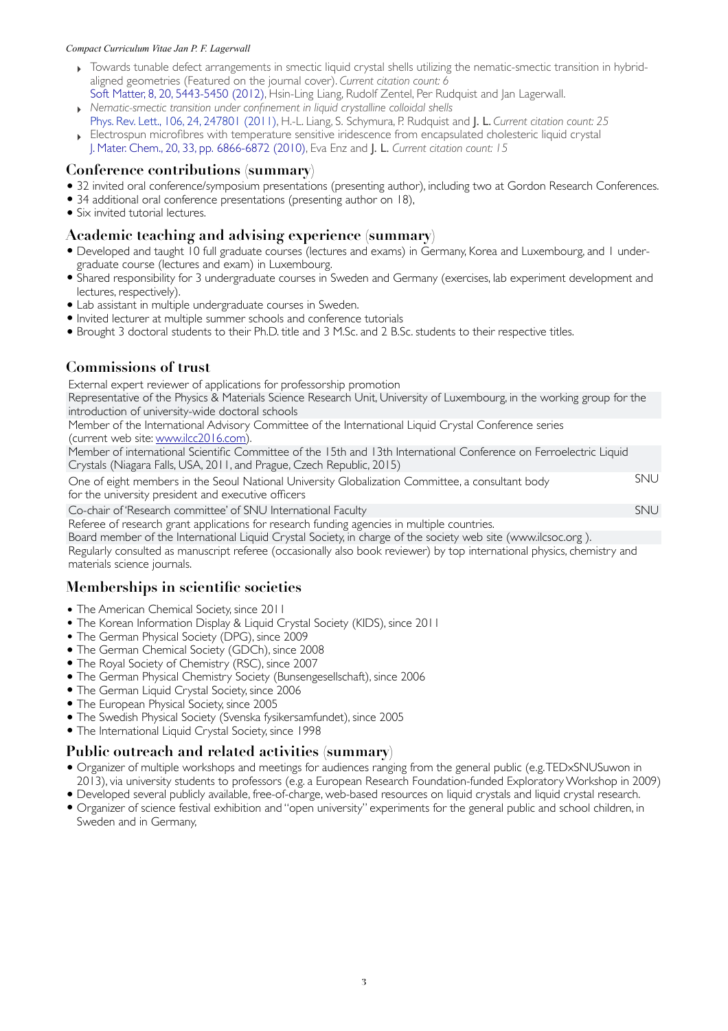- Towards tunable defect arrangements in smectic liquid crystal shells utilizing the nematic-smectic transition in hybrid-aligned geometries (Featured on the journal cover). *Current citation count: 6*
  Soft Matter, 8, 20, 5443-5450 (2012), Hsin-Ling Liang, Rudolf Zentel, Per Rudquist and Jan Lagerwall.
- *Nematic-smectic transition under confinement in liquid crystalline colloidal shells*
  Phys. Rev. Lett., 106, 24, 247801 (2011), H.-L. Liang, S. Schymura, P. Rudquist and **J. L.** *Current citation count: 25*
- Electrospun microfibres with temperature sensitive iridescence from encapsulated cholesteric liquid crystal
  J. Mater. Chem., 20, 33, pp. 6866-6872 (2010), Eva Enz and **J. L.** *Current citation count: 15*

## Conference contributions (summary)

- 32 invited oral conference/symposium presentations (presenting author), including two at Gordon Research Conferences.
- 34 additional oral conference presentations (presenting author on 18),
- Six invited tutorial lectures.

## Academic teaching and advising experience (summary)

- Developed and taught 10 full graduate courses (lectures and exams) in Germany, Korea and Luxembourg, and 1 undergraduate course (lectures and exam) in Luxembourg.
- Shared responsibility for 3 undergraduate courses in Sweden and Germany (exercises, lab experiment development and lectures, respectively).
- Lab assistant in multiple undergraduate courses in Sweden.
- Invited lecturer at multiple summer schools and conference tutorials
- Brought 3 doctoral students to their Ph.D. title and 3 M.Sc. and 2 B.Sc. students to their respective titles.

## Commissions of trust

| | |
|---|---|
| External expert reviewer of applications for professorship promotion | |
| Representative of the Physics & Materials Science Research Unit, University of Luxembourg, in the working group for the introduction of university-wide doctoral schools | |
| Member of the International Advisory Committee of the International Liquid Crystal Conference series (current web site: www.ilcc2016.com). | |
| Member of international Scientific Committee of the 15th and 13th International Conference on Ferroelectric Liquid Crystals (Niagara Falls, USA, 2011, and Prague, Czech Republic, 2015) | |
| One of eight members in the Seoul National University Globalization Committee, a consultant body for the university president and executive officers | SNU |
| Co-chair of 'Research committee' of SNU International Faculty | SNU |
| Referee of research grant applications for research funding agencies in multiple countries. | |
| Board member of the International Liquid Crystal Society, in charge of the society web site (www.ilcsoc.org ). | |
| Regularly consulted as manuscript referee (occasionally also book reviewer) by top international physics, chemistry and materials science journals. | |

## Memberships in scientific societies

- The American Chemical Society, since 2011
- The Korean Information Display & Liquid Crystal Society (KIDS), since 2011
- The German Physical Society (DPG), since 2009
- The German Chemical Society (GDCh), since 2008
- The Royal Society of Chemistry (RSC), since 2007
- The German Physical Chemistry Society (Bunsengesellschaft), since 2006
- The German Liquid Crystal Society, since 2006
- The European Physical Society, since 2005
- The Swedish Physical Society (Svenska fysikersamfundet), since 2005
- The International Liquid Crystal Society, since 1998

## Public outreach and related activities (summary)

- Organizer of multiple workshops and meetings for audiences ranging from the general public (e.g. TEDxSNUSuwon in 2013), via university students to professors (e.g. a European Research Foundation-funded Exploratory Workshop in 2009)
- Developed several publicly available, free-of-charge, web-based resources on liquid crystals and liquid crystal research.
- Organizer of science festival exhibition and "open university" experiments for the general public and school children, in Sweden and in Germany,